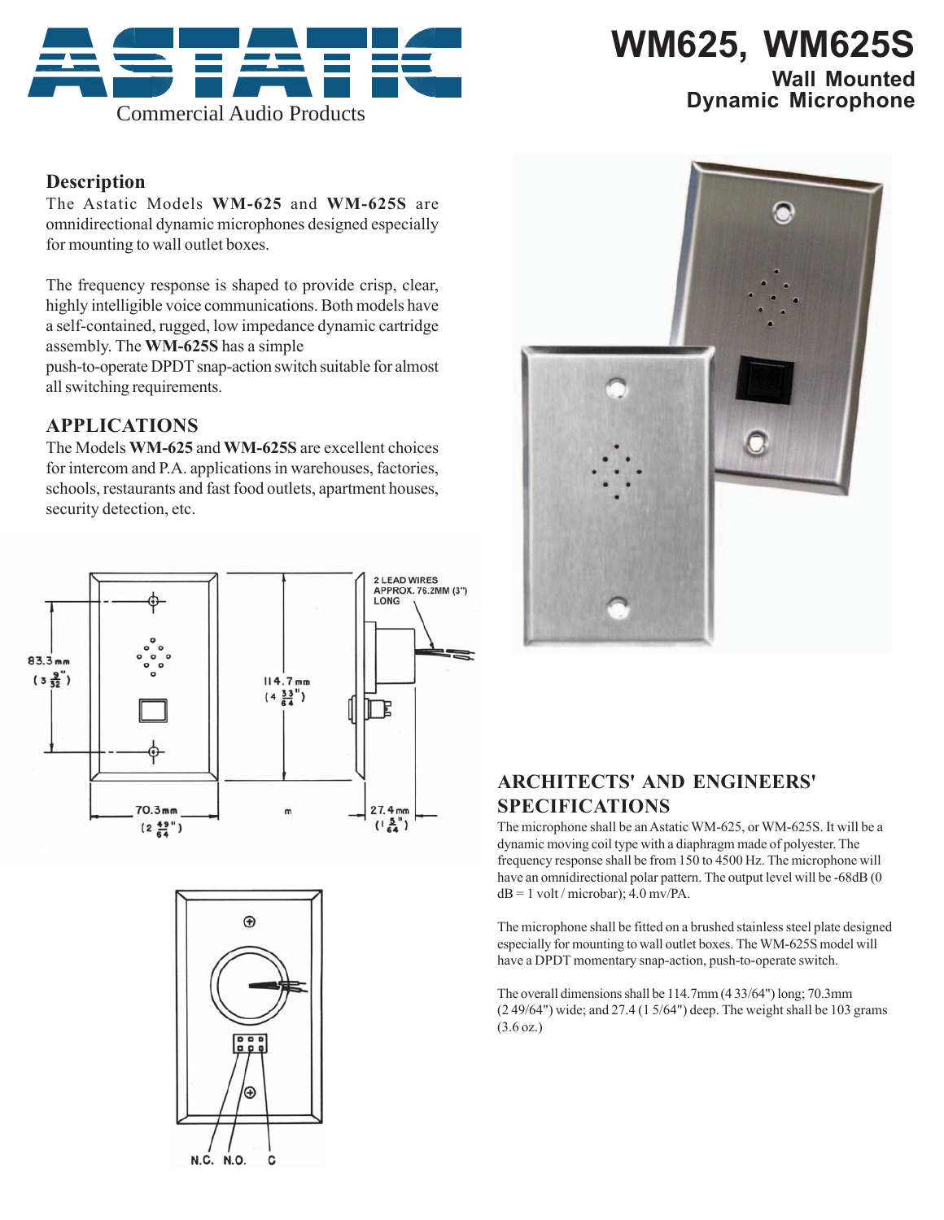ASTATIC

Commercial Audio Products

# WM625, WM625S

## Wall Mounted Dynamic Microphone

## Description

The Astatic Models **WM-625** and **WM-625S** are omnidirectional dynamic microphones designed especially for mounting to wall outlet boxes.

The frequency response is shaped to provide crisp, clear, highly intelligible voice communications. Both models have a self-contained, rugged, low impedance dynamic cartridge assembly. The **WM-625S** has a simple push-to-operate DPDT snap-action switch suitable for almost all switching requirements.

## APPLICATIONS

The Models **WM-625** and **WM-625S** are excellent choices for intercom and P.A. applications in warehouses, factories, schools, restaurants and fast food outlets, apartment houses, security detection, etc.

2 LEAD WIRES APPROX. 76.2MM (3") LONG

83.3mm (3 9/32")

114.7mm (4 33/64")

70.3mm (2 49/64")

27.4mm (1 5/64")

N.C. N.O. C

## ARCHITECTS' AND ENGINEERS' SPECIFICATIONS

The microphone shall be an Astatic WM-625, or WM-625S. It will be a dynamic moving coil type with a diaphragm made of polyester. The frequency response shall be from 150 to 4500 Hz. The microphone will have an omnidirectional polar pattern. The output level will be -68dB (0 dB = 1 volt / microbar); 4.0 mv/PA.

The microphone shall be fitted on a brushed stainless steel plate designed especially for mounting to wall outlet boxes. The WM-625S model will have a DPDT momentary snap-action, push-to-operate switch.

The overall dimensions shall be 114.7mm (4 33/64") long; 70.3mm (2 49/64") wide; and 27.4 (1 5/64") deep. The weight shall be 103 grams (3.6 oz.)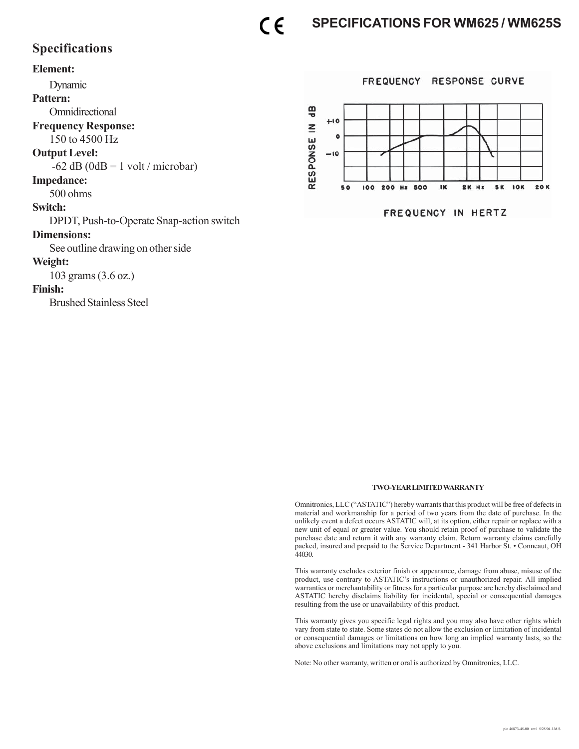# SPECIFICATIONS FOR WM625 / WM625S

## Specifications

**Element:**
Dynamic

**Pattern:**
Omnidirectional

**Frequency Response:**
150 to 4500 Hz

**Output Level:**
-62 dB (0dB = 1 volt / microbar)

**Impedance:**
500 ohms

**Switch:**
DPDT, Push-to-Operate Snap-action switch

**Dimensions:**
See outline drawing on other side

**Weight:**
103 grams (3.6 oz.)

**Finish:**
Brushed Stainless Steel

FREQUENCY RESPONSE CURVE

RESPONSE IN dB

+10
0
−10

50 100 200 Hz 500 1K 2K Hz 5K 10K 20K

FREQUENCY IN HERTZ

**TWO-YEAR LIMITED WARRANTY**

Omnitronics, LLC ("ASTATIC") hereby warrants that this product will be free of defects in material and workmanship for a period of two years from the date of purchase. In the unlikely event a defect occurs ASTATIC will, at its option, either repair or replace with a new unit of equal or greater value. You should retain proof of purchase to validate the purchase date and return it with any warranty claim. Return warranty claims carefully packed, insured and prepaid to the Service Department - 341 Harbor St. • Conneaut, OH 44030.

This warranty excludes exterior finish or appearance, damage from abuse, misuse of the product, use contrary to ASTATIC's instructions or unauthorized repair. All implied warranties or merchantability or fitness for a particular purpose are hereby disclaimed and ASTATIC hereby disclaims liability for incidental, special or consequential damages resulting from the use or unavailability of this product.

This warranty gives you specific legal rights and you may also have other rights which vary from state to state. Some states do not allow the exclusion or limitation of incidental or consequential damages or limitations on how long an implied warranty lasts, so the above exclusions and limitations may not apply to you.

Note: No other warranty, written or oral is authorized by Omnitronics, LLC.

p/n 46873-45-00 rev1 5/25/04 J.M.S.